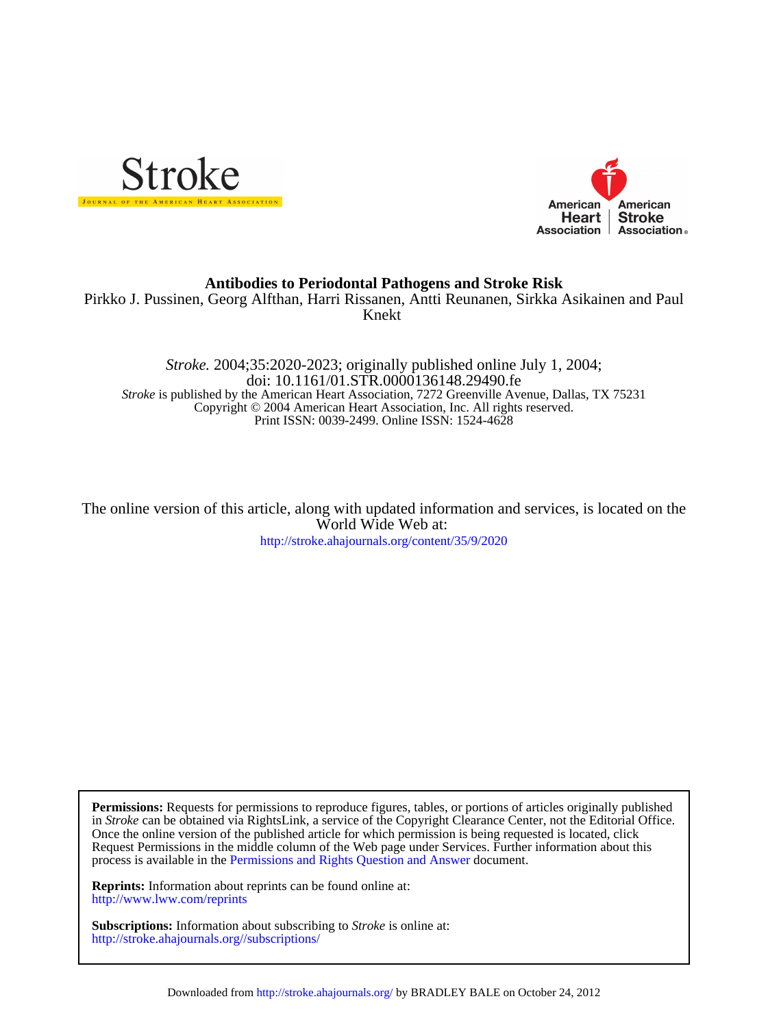Stroke

JOURNAL OF THE AMERICAN HEART ASSOCIATION

American Heart Association | American Stroke Association

# Antibodies to Periodontal Pathogens and Stroke Risk

Pirkko J. Pussinen, Georg Alfthan, Harri Rissanen, Antti Reunanen, Sirkka Asikainen and Paul Knekt

*Stroke.* 2004;35:2020-2023; originally published online July 1, 2004;
doi: 10.1161/01.STR.0000136148.29490.fe
*Stroke* is published by the American Heart Association, 7272 Greenville Avenue, Dallas, TX 75231
Copyright © 2004 American Heart Association, Inc. All rights reserved.
Print ISSN: 0039-2499. Online ISSN: 1524-4628

The online version of this article, along with updated information and services, is located on the World Wide Web at:
http://stroke.ahajournals.org/content/35/9/2020

**Permissions:** Requests for permissions to reproduce figures, tables, or portions of articles originally published in *Stroke* can be obtained via RightsLink, a service of the Copyright Clearance Center, not the Editorial Office. Once the online version of the published article for which permission is being requested is located, click Request Permissions in the middle column of the Web page under Services. Further information about this process is available in the Permissions and Rights Question and Answer document.

**Reprints:** Information about reprints can be found online at:
http://www.lww.com/reprints

**Subscriptions:** Information about subscribing to *Stroke* is online at:
http://stroke.ahajournals.org//subscriptions/

Downloaded from http://stroke.ahajournals.org/ by BRADLEY BALE on October 24, 2012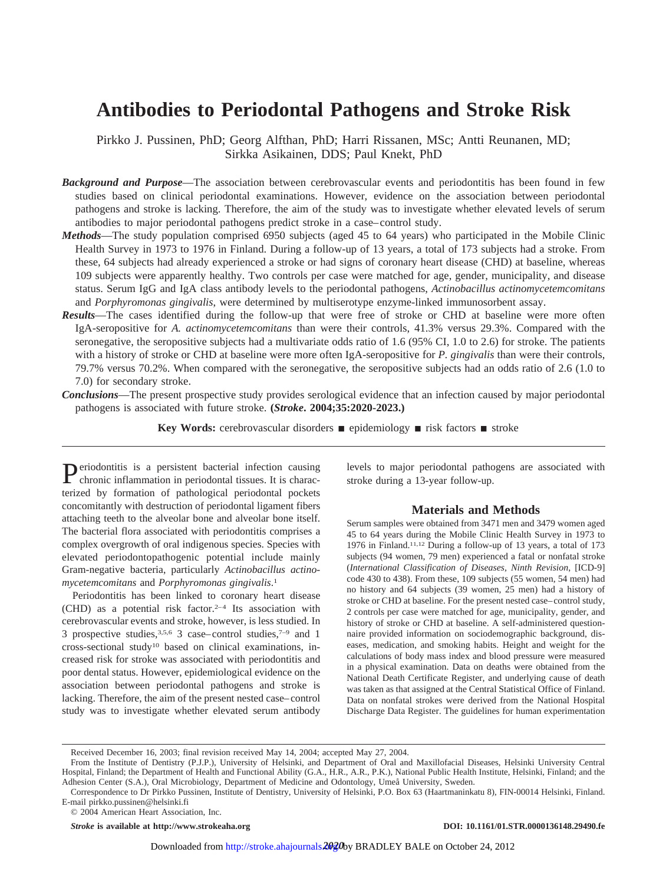# Antibodies to Periodontal Pathogens and Stroke Risk

Pirkko J. Pussinen, PhD; Georg Alfthan, PhD; Harri Rissanen, MSc; Antti Reunanen, MD; Sirkka Asikainen, DDS; Paul Knekt, PhD

***Background and Purpose***—The association between cerebrovascular events and periodontitis has been found in few studies based on clinical periodontal examinations. However, evidence on the association between periodontal pathogens and stroke is lacking. Therefore, the aim of the study was to investigate whether elevated levels of serum antibodies to major periodontal pathogens predict stroke in a case–control study.

***Methods***—The study population comprised 6950 subjects (aged 45 to 64 years) who participated in the Mobile Clinic Health Survey in 1973 to 1976 in Finland. During a follow-up of 13 years, a total of 173 subjects had a stroke. From these, 64 subjects had already experienced a stroke or had signs of coronary heart disease (CHD) at baseline, whereas 109 subjects were apparently healthy. Two controls per case were matched for age, gender, municipality, and disease status. Serum IgG and IgA class antibody levels to the periodontal pathogens, *Actinobacillus actinomycetemcomitans* and *Porphyromonas gingivalis*, were determined by multiserotype enzyme-linked immunosorbent assay.

***Results***—The cases identified during the follow-up that were free of stroke or CHD at baseline were more often IgA-seropositive for *A. actinomycetemcomitans* than were their controls, 41.3% versus 29.3%. Compared with the seronegative, the seropositive subjects had a multivariate odds ratio of 1.6 (95% CI, 1.0 to 2.6) for stroke. The patients with a history of stroke or CHD at baseline were more often IgA-seropositive for *P. gingivalis* than were their controls, 79.7% versus 70.2%. When compared with the seronegative, the seropositive subjects had an odds ratio of 2.6 (1.0 to 7.0) for secondary stroke.

***Conclusions***—The present prospective study provides serological evidence that an infection caused by major periodontal pathogens is associated with future stroke. **(*Stroke*. 2004;35:2020-2023.)**

**Key Words:** cerebrovascular disorders ■ epidemiology ■ risk factors ■ stroke

Periodontitis is a persistent bacterial infection causing chronic inflammation in periodontal tissues. It is characterized by formation of pathological periodontal pockets concomitantly with destruction of periodontal ligament fibers attaching teeth to the alveolar bone and alveolar bone itself. The bacterial flora associated with periodontitis comprises a complex overgrowth of oral indigenous species. Species with elevated periodontopathogenic potential include mainly Gram-negative bacteria, particularly *Actinobacillus actinomycetemcomitans* and *Porphyromonas gingivalis*.[1]

Periodontitis has been linked to coronary heart disease (CHD) as a potential risk factor.[2–4] Its association with cerebrovascular events and stroke, however, is less studied. In 3 prospective studies,[3,5,6] 3 case–control studies,[7–9] and 1 cross-sectional study[10] based on clinical examinations, increased risk for stroke was associated with periodontitis and poor dental status. However, epidemiological evidence on the association between periodontal pathogens and stroke is lacking. Therefore, the aim of the present nested case–control study was to investigate whether elevated serum antibody levels to major periodontal pathogens are associated with stroke during a 13-year follow-up.

## Materials and Methods

Serum samples were obtained from 3471 men and 3479 women aged 45 to 64 years during the Mobile Clinic Health Survey in 1973 to 1976 in Finland.[11,12] During a follow-up of 13 years, a total of 173 subjects (94 women, 79 men) experienced a fatal or nonfatal stroke (*International Classification of Diseases, Ninth Revision*, [ICD-9] code 430 to 438). From these, 109 subjects (55 women, 54 men) had no history and 64 subjects (39 women, 25 men) had a history of stroke or CHD at baseline. For the present nested case–control study, 2 controls per case were matched for age, municipality, gender, and history of stroke or CHD at baseline. A self-administered questionnaire provided information on sociodemographic background, diseases, medication, and smoking habits. Height and weight for the calculations of body mass index and blood pressure were measured in a physical examination. Data on deaths were obtained from the National Death Certificate Register, and underlying cause of death was taken as that assigned at the Central Statistical Office of Finland. Data on nonfatal strokes were derived from the National Hospital Discharge Data Register. The guidelines for human experimentation

Received December 16, 2003; final revision received May 14, 2004; accepted May 27, 2004.

From the Institute of Dentistry (P.J.P.), University of Helsinki, and Department of Oral and Maxillofacial Diseases, Helsinki University Central Hospital, Finland; the Department of Health and Functional Ability (G.A., H.R., A.R., P.K.), National Public Health Institute, Helsinki, Finland; and the Adhesion Center (S.A.), Oral Microbiology, Department of Medicine and Odontology, Umeå University, Sweden.

Correspondence to Dr Pirkko Pussinen, Institute of Dentistry, University of Helsinki, P.O. Box 63 (Haartmaninkatu 8), FIN-00014 Helsinki, Finland. E-mail pirkko.pussinen@helsinki.fi

© 2004 American Heart Association, Inc.

*Stroke* **is available at http://www.strokeaha.org** **DOI: 10.1161/01.STR.0000136148.29490.fe**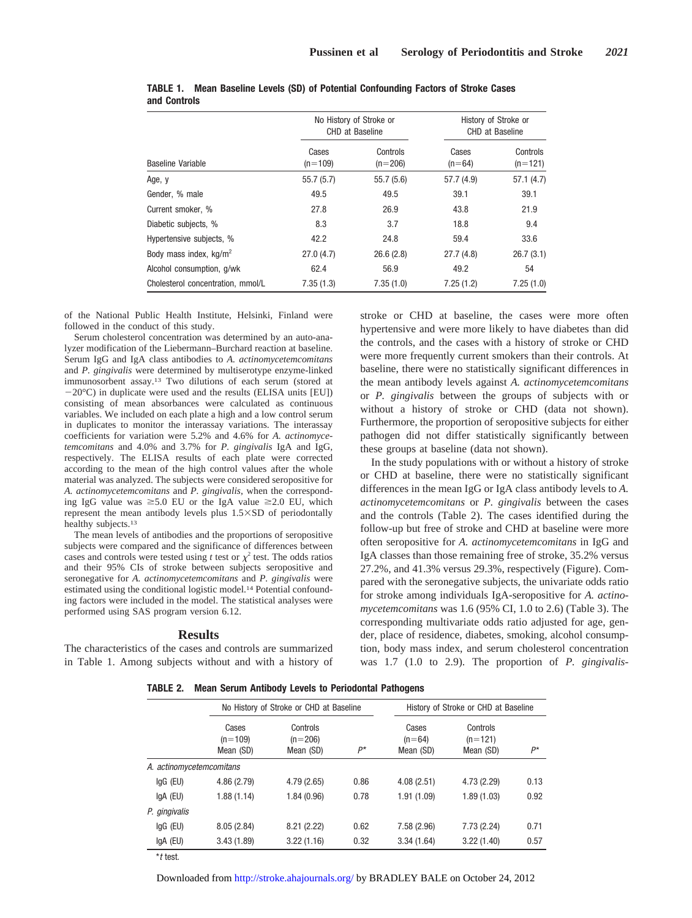**TABLE 1. Mean Baseline Levels (SD) of Potential Confounding Factors of Stroke Cases and Controls**

| Baseline Variable | No History of Stroke or CHD at Baseline | | History of Stroke or CHD at Baseline | |
|---|---|---|---|---|
| | Cases (n=109) | Controls (n=206) | Cases (n=64) | Controls (n=121) |
| Age, y | 55.7 (5.7) | 55.7 (5.6) | 57.7 (4.9) | 57.1 (4.7) |
| Gender, % male | 49.5 | 49.5 | 39.1 | 39.1 |
| Current smoker, % | 27.8 | 26.9 | 43.8 | 21.9 |
| Diabetic subjects, % | 8.3 | 3.7 | 18.8 | 9.4 |
| Hypertensive subjects, % | 42.2 | 24.8 | 59.4 | 33.6 |
| Body mass index, kg/m$^2$ | 27.0 (4.7) | 26.6 (2.8) | 27.7 (4.8) | 26.7 (3.1) |
| Alcohol consumption, g/wk | 62.4 | 56.9 | 49.2 | 54 |
| Cholesterol concentration, mmol/L | 7.35 (1.3) | 7.35 (1.0) | 7.25 (1.2) | 7.25 (1.0) |

of the National Public Health Institute, Helsinki, Finland were followed in the conduct of this study.

Serum cholesterol concentration was determined by an auto-analyzer modification of the Liebermann–Burchard reaction at baseline. Serum IgG and IgA class antibodies to *A. actinomycetemcomitans* and *P. gingivalis* were determined by multiserotype enzyme-linked immunosorbent assay.[13] Two dilutions of each serum (stored at −20°C) in duplicate were used and the results (ELISA units [EU]) consisting of mean absorbances were calculated as continuous variables. We included on each plate a high and a low control serum in duplicates to monitor the interassay variations. The interassay coefficients for variation were 5.2% and 4.6% for *A. actinomycetemcomitans* and 4.0% and 3.7% for *P. gingivalis* IgA and IgG, respectively. The ELISA results of each plate were corrected according to the mean of the high control values after the whole material was analyzed. The subjects were considered seropositive for *A. actinomycetemcomitans* and *P. gingivalis*, when the corresponding IgG value was ≥5.0 EU or the IgA value ≥2.0 EU, which represent the mean antibody levels plus 1.5×SD of periodontally healthy subjects.[13]

The mean levels of antibodies and the proportions of seropositive subjects were compared and the significance of differences between cases and controls were tested using *t* test or $\chi^2$ test. The odds ratios and their 95% CIs of stroke between subjects seropositive and seronegative for *A. actinomycetemcomitans* and *P. gingivalis* were estimated using the conditional logistic model.[14] Potential confounding factors were included in the model. The statistical analyses were performed using SAS program version 6.12.

## Results

The characteristics of the cases and controls are summarized in Table 1. Among subjects without and with a history of stroke or CHD at baseline, the cases were more often hypertensive and were more likely to have diabetes than did the controls, and the cases with a history of stroke or CHD were more frequently current smokers than their controls. At baseline, there were no statistically significant differences in the mean antibody levels against *A. actinomycetemcomitans* or *P. gingivalis* between the groups of subjects with or without a history of stroke or CHD (data not shown). Furthermore, the proportion of seropositive subjects for either pathogen did not differ statistically significantly between these groups at baseline (data not shown).

In the study populations with or without a history of stroke or CHD at baseline, there were no statistically significant differences in the mean IgG or IgA class antibody levels to *A. actinomycetemcomitans* or *P. gingivalis* between the cases and the controls (Table 2). The cases identified during the follow-up but free of stroke and CHD at baseline were more often seropositive for *A. actinomycetemcomitans* in IgG and IgA classes than those remaining free of stroke, 35.2% versus 27.2%, and 41.3% versus 29.3%, respectively (Figure). Compared with the seronegative subjects, the univariate odds ratio for stroke among individuals IgA-seropositive for *A. actinomycetemcomitans* was 1.6 (95% CI, 1.0 to 2.6) (Table 3). The corresponding multivariate odds ratio adjusted for age, gender, place of residence, diabetes, smoking, alcohol consumption, body mass index, and serum cholesterol concentration was 1.7 (1.0 to 2.9). The proportion of *P. gingivalis*-

**TABLE 2. Mean Serum Antibody Levels to Periodontal Pathogens**

| | No History of Stroke or CHD at Baseline | | | History of Stroke or CHD at Baseline | | |
|---|---|---|---|---|---|---|
| | Cases (n=109) Mean (SD) | Controls (n=206) Mean (SD) | *P*\* | Cases (n=64) Mean (SD) | Controls (n=121) Mean (SD) | *P*\* |
| *A. actinomycetemcomitans* | | | | | | |
| IgG (EU) | 4.86 (2.79) | 4.79 (2.65) | 0.86 | 4.08 (2.51) | 4.73 (2.29) | 0.13 |
| IgA (EU) | 1.88 (1.14) | 1.84 (0.96) | 0.78 | 1.91 (1.09) | 1.89 (1.03) | 0.92 |
| *P. gingivalis* | | | | | | |
| IgG (EU) | 8.05 (2.84) | 8.21 (2.22) | 0.62 | 7.58 (2.96) | 7.73 (2.24) | 0.71 |
| IgA (EU) | 3.43 (1.89) | 3.22 (1.16) | 0.32 | 3.34 (1.64) | 3.22 (1.40) | 0.57 |

\**t* test.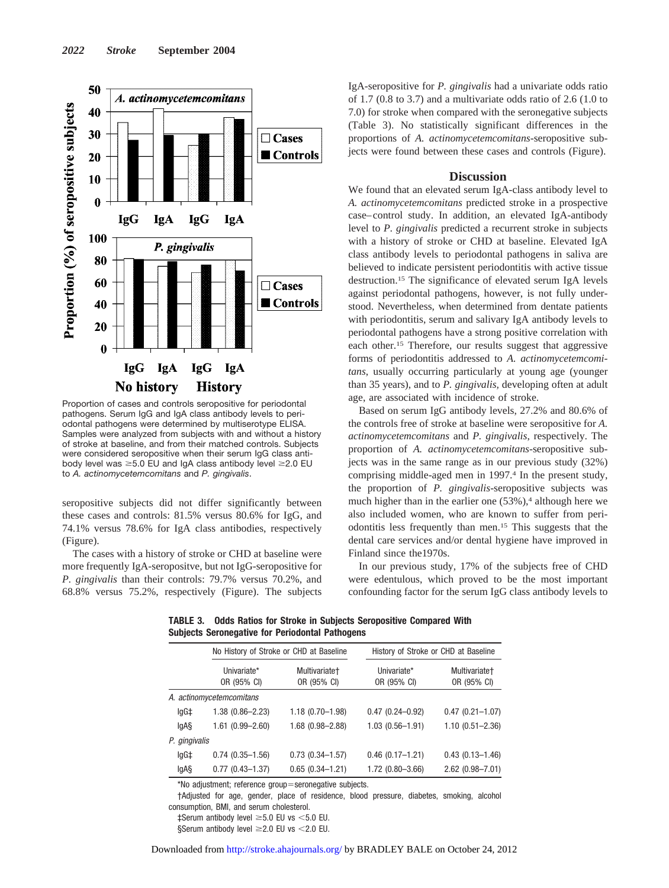Proportion of cases and controls seropositive for periodontal pathogens. Serum IgG and IgA class antibody levels to periodontal pathogens were determined by multiserotype ELISA. Samples were analyzed from subjects with and without a history of stroke at baseline, and from their matched controls. Subjects were considered seropositive when their serum IgG class antibody level was ≥5.0 EU and IgA class antibody level ≥2.0 EU to *A. actinomycetemcomitans* and *P. gingivalis*.

seropositive subjects did not differ significantly between these cases and controls: 81.5% versus 80.6% for IgG, and 74.1% versus 78.6% for IgA class antibodies, respectively (Figure).

The cases with a history of stroke or CHD at baseline were more frequently IgA-seropositve, but not IgG-seropositive for *P. gingivalis* than their controls: 79.7% versus 70.2%, and 68.8% versus 75.2%, respectively (Figure). The subjects IgA-seropositive for *P. gingivalis* had a univariate odds ratio of 1.7 (0.8 to 3.7) and a multivariate odds ratio of 2.6 (1.0 to 7.0) for stroke when compared with the seronegative subjects (Table 3). No statistically significant differences in the proportions of *A. actinomycetemcomitans*-seropositive subjects were found between these cases and controls (Figure).

## Discussion

We found that an elevated serum IgA-class antibody level to *A. actinomycetemcomitans* predicted stroke in a prospective case–control study. In addition, an elevated IgA-antibody level to *P. gingivalis* predicted a recurrent stroke in subjects with a history of stroke or CHD at baseline. Elevated IgA class antibody levels to periodontal pathogens in saliva are believed to indicate persistent periodontitis with active tissue destruction.[15] The significance of elevated serum IgA levels against periodontal pathogens, however, is not fully understood. Nevertheless, when determined from dentate patients with periodontitis, serum and salivary IgA antibody levels to periodontal pathogens have a strong positive correlation with each other.[15] Therefore, our results suggest that aggressive forms of periodontitis addressed to *A. actinomycetemcomitans*, usually occurring particularly at young age (younger than 35 years), and to *P. gingivalis*, developing often at adult age, are associated with incidence of stroke.

Based on serum IgG antibody levels, 27.2% and 80.6% of the controls free of stroke at baseline were seropositive for *A. actinomycetemcomitans* and *P. gingivalis*, respectively. The proportion of *A. actinomycetemcomitans*-seropositive subjects was in the same range as in our previous study (32%) comprising middle-aged men in 1997.[4] In the present study, the proportion of *P. gingivalis*-seropositive subjects was much higher than in the earlier one (53%),[4] although here we also included women, who are known to suffer from periodontitis less frequently than men.[15] This suggests that the dental care services and/or dental hygiene have improved in Finland since the1970s.

In our previous study, 17% of the subjects free of CHD were edentulous, which proved to be the most important confounding factor for the serum IgG class antibody levels to

**TABLE 3. Odds Ratios for Stroke in Subjects Seropositive Compared With Subjects Seronegative for Periodontal Pathogens**

| | No History of Stroke or CHD at Baseline | | History of Stroke or CHD at Baseline | |
|---|---|---|---|---|
| | Univariate* OR (95% CI) | Multivariate† OR (95% CI) | Univariate* OR (95% CI) | Multivariate† OR (95% CI) |
| *A. actinomycetemcomitans* | | | | |
| IgG‡ | 1.38 (0.86–2.23) | 1.18 (0.70–1.98) | 0.47 (0.24–0.92) | 0.47 (0.21–1.07) |
| IgA§ | 1.61 (0.99–2.60) | 1.68 (0.98–2.88) | 1.03 (0.56–1.91) | 1.10 (0.51–2.36) |
| *P. gingivalis* | | | | |
| IgG‡ | 0.74 (0.35–1.56) | 0.73 (0.34–1.57) | 0.46 (0.17–1.21) | 0.43 (0.13–1.46) |
| IgA§ | 0.77 (0.43–1.37) | 0.65 (0.34–1.21) | 1.72 (0.80–3.66) | 2.62 (0.98–7.01) |

*No adjustment; reference group=seronegative subjects.

†Adjusted for age, gender, place of residence, blood pressure, diabetes, smoking, alcohol consumption, BMI, and serum cholesterol.

‡Serum antibody level ≥5.0 EU vs <5.0 EU.

§Serum antibody level ≥2.0 EU vs <2.0 EU.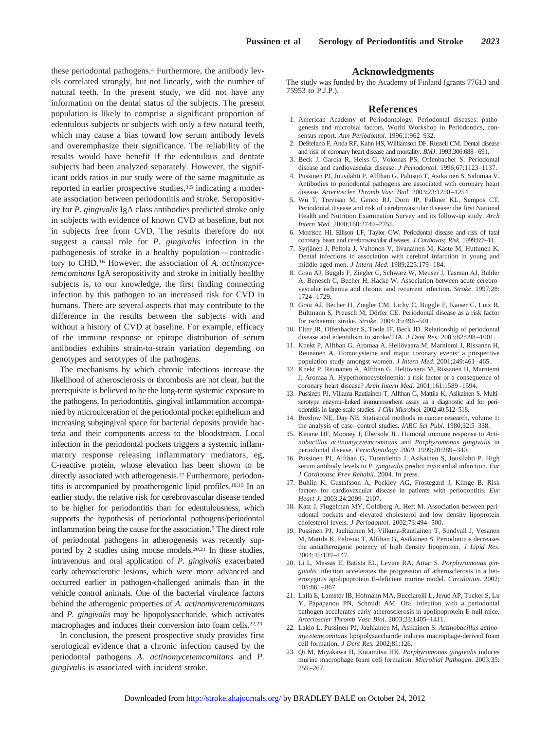these periodontal pathogens.[4] Furthermore, the antibody levels correlated strongly, but not linearly, with the number of natural teeth. In the present study, we did not have any information on the dental status of the subjects. The present population is likely to comprise a significant proportion of edentulous subjects or subjects with only a few natural teeth, which may cause a bias toward low serum antibody levels and overemphasize their significance. The reliability of the results would have benefit if the edentulous and dentate subjects had been analyzed separately. However, the significant odds ratios in our study were of the same magnitude as reported in earlier prospective studies,[3,5] indicating a moderate association between periodontitis and stroke. Seropositivity for *P. gingivalis* IgA class antibodies predicted stroke only in subjects with evidence of known CVD at baseline, but not in subjects free from CVD. The results therefore do not suggest a causal role for *P. gingivalis* infection in the pathogenesis of stroke in a healthy population—contradictory to CHD.[16] However, the association of *A. actinomycetemcomitans* IgA seropositivity and stroke in initially healthy subjects is, to our knowledge, the first finding connecting infection by this pathogen to an increased risk for CVD in humans. There are several aspects that may contribute to the difference in the results between the subjects with and without a history of CVD at baseline. For example, efficacy of the immune response or epitope distribution of serum antibodies exhibits strain-to-strain variation depending on genotypes and serotypes of the pathogens.

The mechanisms by which chronic infections increase the likelihood of atherosclerosis or thrombosis are not clear, but the prerequisite is believed to be the long-term systemic exposure to the pathogens. In periodontitis, gingival inflammation accompanied by microulceration of the periodontal pocket epithelium and increasing subgingival space for bacterial deposits provide bacteria and their components access to the bloodstream. Local infection in the periodontal pockets triggers a systemic inflammatory response releasing inflammatory mediators, eg, C-reactive protein, whose elevation has been shown to be directly associated with atherogenesis.[17] Furthermore, periodontitis is accompanied by proatherogenic lipid profiles.[18,19] In an earlier study, the relative risk for cerebrovascular disease tended to be higher for periodontitis than for edentulousness, which supports the hypothesis of periodontal pathogens/periodontal inflammation being the cause for the association.[5] The direct role of periodontal pathogens in atherogenesis was recently supported by 2 studies using mouse models.[20,21] In these studies, intravenous and oral application of *P. gingivalis* exacerbated early atherosclerotic lesions, which were more advanced and occurred earlier in pathogen-challenged animals than in the vehicle control animals. One of the bacterial virulence factors behind the atherogenic properties of *A. actinomycetemcomitans* and *P. gingivalis* may be lipopolysaccharide, which activates macrophages and induces their conversion into foam cells.[22,23]

In conclusion, the present prospective study provides first serological evidence that a chronic infection caused by the periodontal pathogens *A. actinomycetemcomitans* and *P. gingivalis* is associated with incident stroke.

## Acknowledgments

The study was funded by the Academy of Finland (grants 77613 and 75953 to P.J.P.).

## References

1. American Academy of Periodontology. Periodontal diseases: pathogenesis and microbial factors. World Workshop in Periodontics, consensus report. *Ann Periodontol.* 1996;1:962–932.
2. DeStefano F, Anda RF, Kahn HS, Williamson DF, Russell CM. Dental disease and risk of coronary heart disease and mortality. *BMJ.* 1993;306:688–691.
3. Beck J, Garcia R, Heiss G, Vokonas PS, Offenbacher S. Periodontal disease and cardiovascular disease. *J Periodontol.* 1996;67:1123–1137.
4. Pussinen PJ, Jousilahti P, Alfthan G, Palosuo T, Asikainen S, Salomaa V. Antibodies to periodontal pathogens are associated with coronary heart disease. *Arterioscler Thromb Vasc Biol.* 2003;23:1250–1254.
5. Wu T, Trevisan M, Genco RJ, Dorn JP, Falkner KL, Sempos CT. Periodontal disease and risk of cerebrovascular disease: the first National Health and Nutrition Examination Survey and its follow-up study. *Arch Intern Med.* 2000;160:2749–2755.
6. Morrison HI, Ellison LF, Taylor GW. Periodontal disease and risk of fatal coronary heart and cerebrovascular diseases. *J Cardiovasc Risk.* 1999;6:7–11.
7. Syrjänen J, Peltola J, Valtonen V, Iivanainen M, Kaste M, Huttunen K. Dental infections in association with cerebral infarction in young and middle-aged men. *J Intern Med.* 1989;225:179–184.
8. Grau AJ, Buggle F, Ziegler C, Schwarz W, Meuser J, Tasman AJ, Buhler A, Benesch C, Becher H, Hacke W. Association between acute cerebrovascular ischemia and chronic and recurrent infection. *Stroke.* 1997;28:1724–1729.
9. Grau AJ, Becher H, Ziegler CM, Lichy C, Buggle F, Kaiser C, Lutz R, Bültmann S, Preusch M, Dörfer CE. Periodontal disease as a risk factor for ischaemic stroke. *Stroke.* 2004;35:496–501.
10. Elter JR, Offenbacher S, Toole JF, Beck JD. Relationship of periodontal disease and edentulism to stroke/TIA. *J Dent Res.* 2003;82:998–1001.
11. Knekt P, Alfthan G, Aromaa A, Heliövaara M, Marniemi J, Rissanen H, Reunanen A. Homocysteine and major coronary events: a prospective population study amongst women. *J Intern Med.* 2001;249:461–465.
12. Knekt P, Reunanen A, Alfthan G, Heliövaara M, Rissanen H, Marniemi J, Aromaa A. Hyperhomocysteinemia: a risk factor or a consequence of coronary heart disease? *Arch Intern Med.* 2001;161:1589–1594.
13. Pussinen PJ, Vilkuna-Rautiainen T, Alfthan G, Mattila K, Asikainen S. Multiserotype enzyme-linked immunosorbent assay as a diagnostic aid for periodontitis in large-scale studies. *J Clin Microbiol.* 2002;40:512–518.
14. Breslow NE, Day NE. Statistical methods in cancer research, volume 1: the analysis of case–control studies. *IARC Sci Publ.* 1980;32:5–338.
15. Kinane DF, Mooney J, Ebersole JL. Humoral immune response to *Actinobacillus actinomycetemcomitans* and *Porphyromonas gingivalis* in periodontal disease. *Periodontology 2000.* 1999;20:289–340.
16. Pussinen PJ, Alfthan G, Tuomilehto J, Asikainen S, Jousilahti P. High serum antibody levels to *P. gingivalis* predict myocardial infarction. *Eur J Cardiovasc Prev Rehabil.* 2004. In press.
17. Buhlin K, Gustafsson A, Pockley AG, Frostegard J, Klinge B. Risk factors for cardiovascular disease in patients with periodontitis. *Eur Heart J.* 2003;24:2099–2107.
18. Katz J, Flugelman MY, Goldberg A, Heft M. Association between periodontal pockets and elevated cholesterol and low density lipoprotein cholesterol levels. *J Periodontol.* 2002;73:494–500.
19. Pussinen PJ, Jauhiainen M, Vilkuna-Rautiainen T, Sundvall J, Vesanen M, Mattila K, Palosuo T, Alfthan G, Asikainen S. Periodontitis decreases the antiatherogenic potency of high density lipoprotein. *J Lipid Res.* 2004;45:139–147.
20. Li L, Messas E, Batista EL, Levine RA, Amar S. *Porphyromonas gingivalis* infection accelerates the progression of atherosclerosis in a heterozygous apolipoprotein E-deficient murine model. *Circulation.* 2002;105:861–867.
21. Lalla E, Lamster IB, Hofmann MA, Bucciarelli L, Jerud AP, Tucker S, Lu Y, Papapanou PN, Schmidt AM. Oral infection with a periodontal pathogen accelerates early atherosclerosis in apolipoprotein E-null mice. *Arterioscler Thromb Vasc Biol.* 2003;23:1405–1411.
22. Lakio L, Pussinen PJ, Jauhiainen M, Asikainen S. *Actinobacillus actinomycetemcomitans* lipopolysaccharide induces macrophage-derived foam cell formation. *J Dent Res.* 2002;81:126.
23. Qi M, Miyakawa H, Kuramitsu HK. *Porphyromonas gingivalis* induces murine macrophage foam cell formation. *Microbial Pathogen.* 2003;35:259–267.